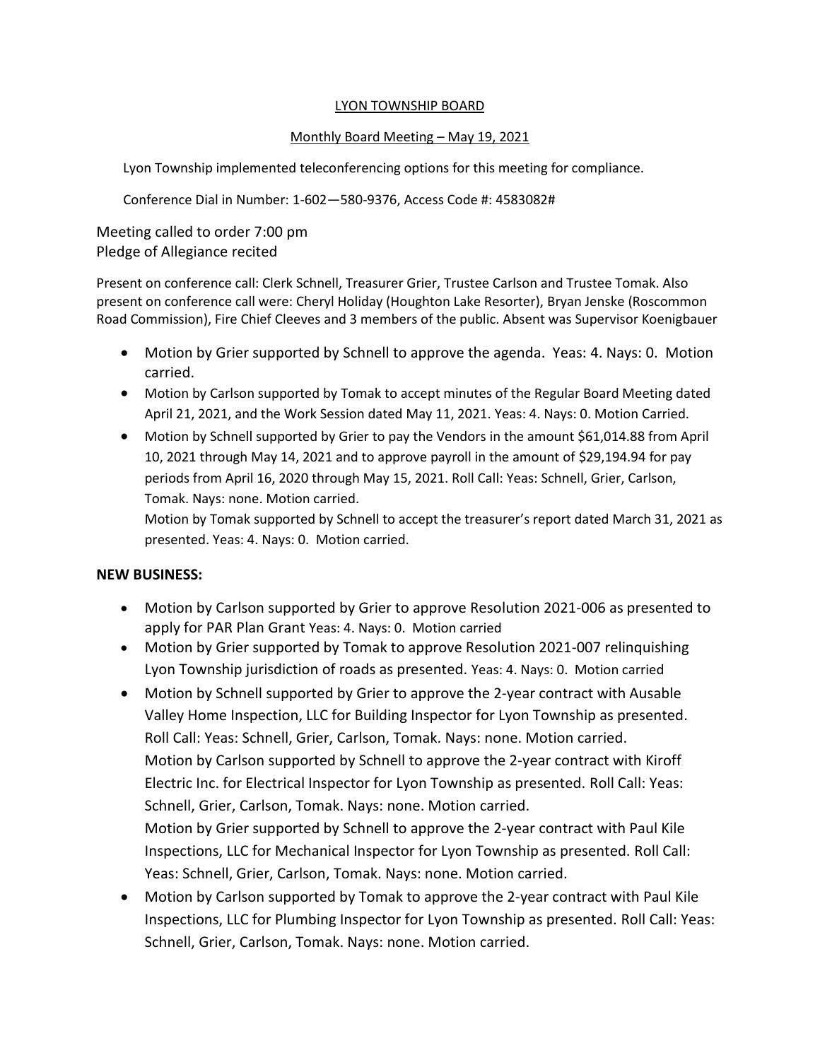LYON TOWNSHIP BOARD

Monthly Board Meeting – May 19, 2021

Lyon Township implemented teleconferencing options for this meeting for compliance.

Conference Dial in Number: 1-602—580-9376, Access Code #: 4583082#

Meeting called to order 7:00 pm
Pledge of Allegiance recited

Present on conference call: Clerk Schnell, Treasurer Grier, Trustee Carlson and Trustee Tomak. Also present on conference call were: Cheryl Holiday (Houghton Lake Resorter), Bryan Jenske (Roscommon Road Commission), Fire Chief Cleeves and 3 members of the public. Absent was Supervisor Koenigbauer

- Motion by Grier supported by Schnell to approve the agenda. Yeas: 4. Nays: 0. Motion carried.
- Motion by Carlson supported by Tomak to accept minutes of the Regular Board Meeting dated April 21, 2021, and the Work Session dated May 11, 2021. Yeas: 4. Nays: 0. Motion Carried.
- Motion by Schnell supported by Grier to pay the Vendors in the amount $61,014.88 from April 10, 2021 through May 14, 2021 and to approve payroll in the amount of $29,194.94 for pay periods from April 16, 2020 through May 15, 2021. Roll Call: Yeas: Schnell, Grier, Carlson, Tomak. Nays: none. Motion carried.
  Motion by Tomak supported by Schnell to accept the treasurer's report dated March 31, 2021 as presented. Yeas: 4. Nays: 0. Motion carried.

**NEW BUSINESS:**

- Motion by Carlson supported by Grier to approve Resolution 2021-006 as presented to apply for PAR Plan Grant Yeas: 4. Nays: 0. Motion carried
- Motion by Grier supported by Tomak to approve Resolution 2021-007 relinquishing Lyon Township jurisdiction of roads as presented. Yeas: 4. Nays: 0. Motion carried
- Motion by Schnell supported by Grier to approve the 2-year contract with Ausable Valley Home Inspection, LLC for Building Inspector for Lyon Township as presented. Roll Call: Yeas: Schnell, Grier, Carlson, Tomak. Nays: none. Motion carried.
  Motion by Carlson supported by Schnell to approve the 2-year contract with Kiroff Electric Inc. for Electrical Inspector for Lyon Township as presented. Roll Call: Yeas: Schnell, Grier, Carlson, Tomak. Nays: none. Motion carried.
  Motion by Grier supported by Schnell to approve the 2-year contract with Paul Kile Inspections, LLC for Mechanical Inspector for Lyon Township as presented. Roll Call: Yeas: Schnell, Grier, Carlson, Tomak. Nays: none. Motion carried.
- Motion by Carlson supported by Tomak to approve the 2-year contract with Paul Kile Inspections, LLC for Plumbing Inspector for Lyon Township as presented. Roll Call: Yeas: Schnell, Grier, Carlson, Tomak. Nays: none. Motion carried.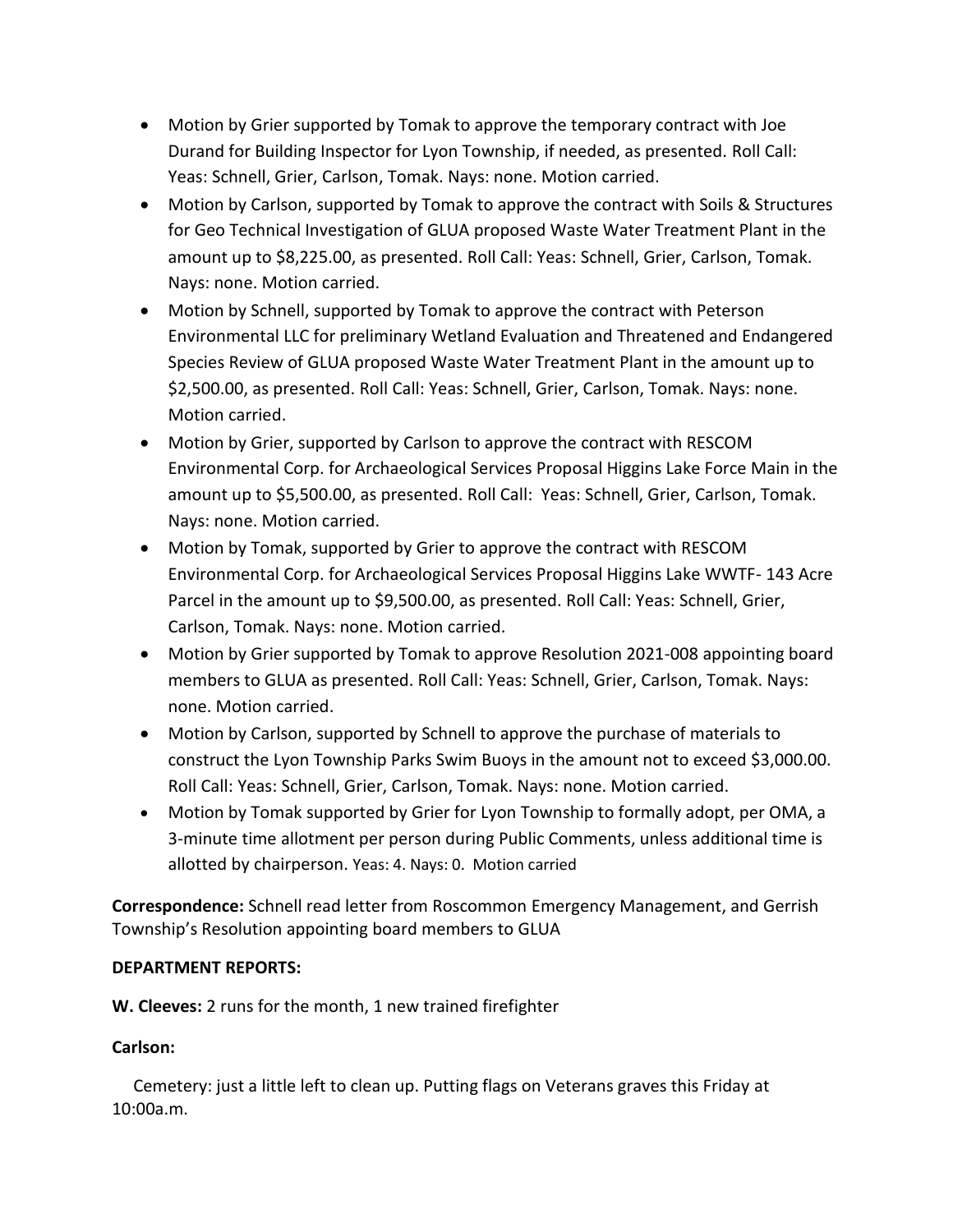- Motion by Grier supported by Tomak to approve the temporary contract with Joe Durand for Building Inspector for Lyon Township, if needed, as presented. Roll Call: Yeas: Schnell, Grier, Carlson, Tomak. Nays: none. Motion carried.
- Motion by Carlson, supported by Tomak to approve the contract with Soils & Structures for Geo Technical Investigation of GLUA proposed Waste Water Treatment Plant in the amount up to $8,225.00, as presented. Roll Call: Yeas: Schnell, Grier, Carlson, Tomak. Nays: none. Motion carried.
- Motion by Schnell, supported by Tomak to approve the contract with Peterson Environmental LLC for preliminary Wetland Evaluation and Threatened and Endangered Species Review of GLUA proposed Waste Water Treatment Plant in the amount up to $2,500.00, as presented. Roll Call: Yeas: Schnell, Grier, Carlson, Tomak. Nays: none. Motion carried.
- Motion by Grier, supported by Carlson to approve the contract with RESCOM Environmental Corp. for Archaeological Services Proposal Higgins Lake Force Main in the amount up to $5,500.00, as presented. Roll Call: Yeas: Schnell, Grier, Carlson, Tomak. Nays: none. Motion carried.
- Motion by Tomak, supported by Grier to approve the contract with RESCOM Environmental Corp. for Archaeological Services Proposal Higgins Lake WWTF- 143 Acre Parcel in the amount up to $9,500.00, as presented. Roll Call: Yeas: Schnell, Grier, Carlson, Tomak. Nays: none. Motion carried.
- Motion by Grier supported by Tomak to approve Resolution 2021-008 appointing board members to GLUA as presented. Roll Call: Yeas: Schnell, Grier, Carlson, Tomak. Nays: none. Motion carried.
- Motion by Carlson, supported by Schnell to approve the purchase of materials to construct the Lyon Township Parks Swim Buoys in the amount not to exceed $3,000.00. Roll Call: Yeas: Schnell, Grier, Carlson, Tomak. Nays: none. Motion carried.
- Motion by Tomak supported by Grier for Lyon Township to formally adopt, per OMA, a 3-minute time allotment per person during Public Comments, unless additional time is allotted by chairperson. Yeas: 4. Nays: 0. Motion carried

**Correspondence:** Schnell read letter from Roscommon Emergency Management, and Gerrish Township's Resolution appointing board members to GLUA

**DEPARTMENT REPORTS:**

**W. Cleeves:** 2 runs for the month, 1 new trained firefighter

**Carlson:**

Cemetery: just a little left to clean up. Putting flags on Veterans graves this Friday at 10:00a.m.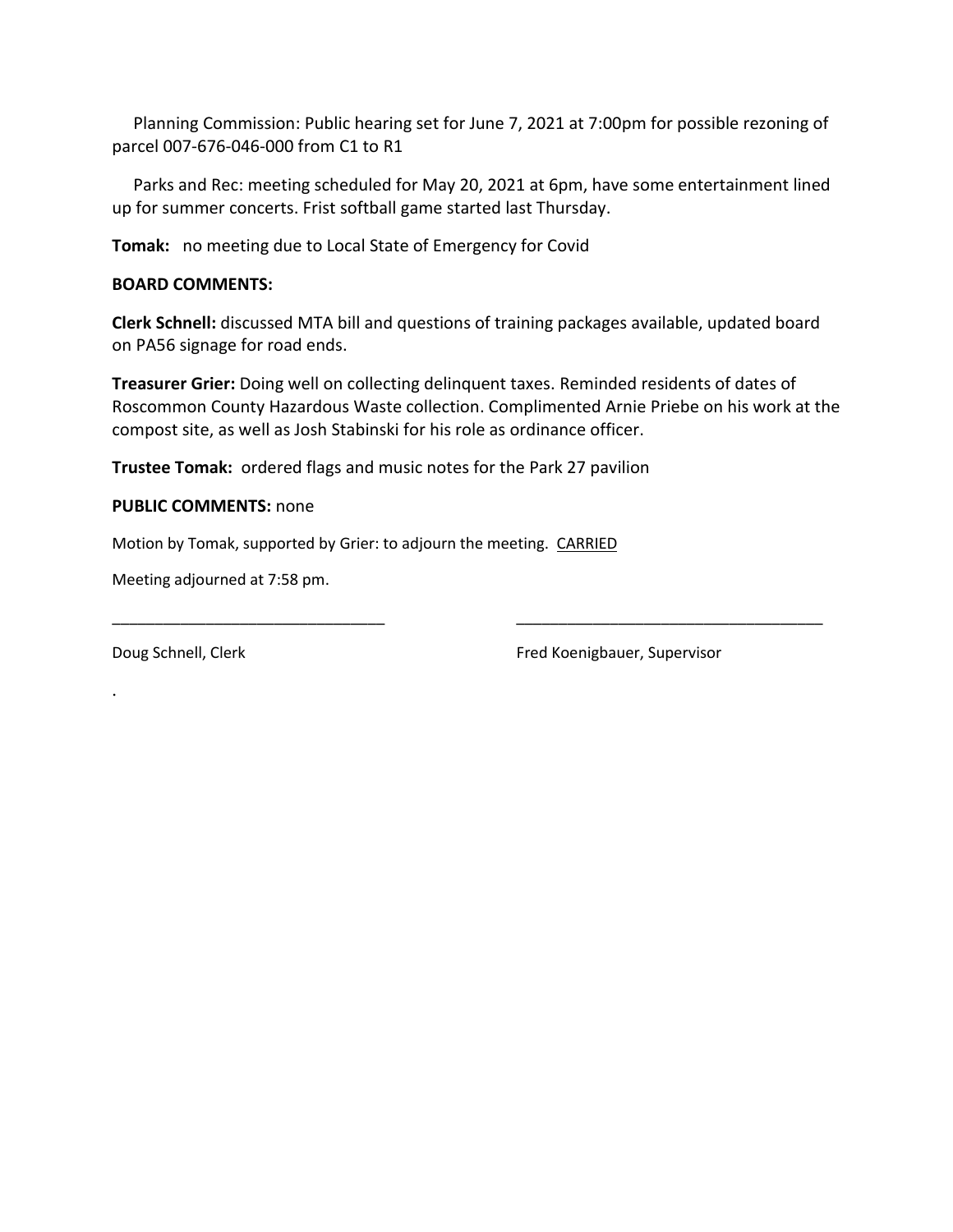Planning Commission: Public hearing set for June 7, 2021 at 7:00pm for possible rezoning of parcel 007-676-046-000 from C1 to R1

Parks and Rec: meeting scheduled for May 20, 2021 at 6pm, have some entertainment lined up for summer concerts. Frist softball game started last Thursday.

**Tomak:** no meeting due to Local State of Emergency for Covid

**BOARD COMMENTS:**

**Clerk Schnell:** discussed MTA bill and questions of training packages available, updated board on PA56 signage for road ends.

**Treasurer Grier:** Doing well on collecting delinquent taxes. Reminded residents of dates of Roscommon County Hazardous Waste collection. Complimented Arnie Priebe on his work at the compost site, as well as Josh Stabinski for his role as ordinance officer.

**Trustee Tomak:** ordered flags and music notes for the Park 27 pavilion

**PUBLIC COMMENTS:** none

Motion by Tomak, supported by Grier: to adjourn the meeting. CARRIED

Meeting adjourned at 7:58 pm.

________________________________ ____________________________________

Doug Schnell, Clerk Fred Koenigbauer, Supervisor

.